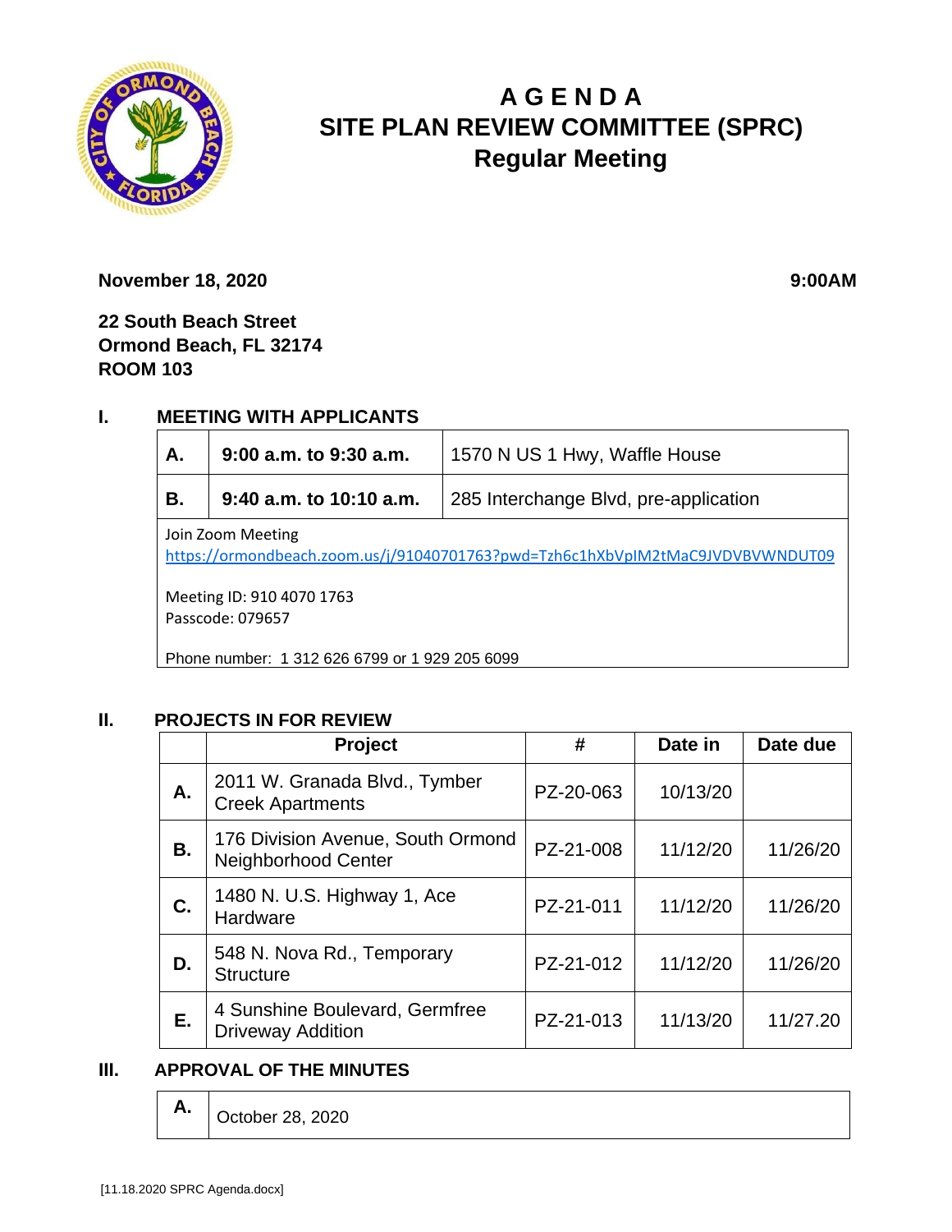# A G E N D A
# SITE PLAN REVIEW COMMITTEE (SPRC)
## Regular Meeting

**November 18, 2020** **9:00AM**

**22 South Beach Street**
**Ormond Beach, FL 32174**
**ROOM 103**

## I. MEETING WITH APPLICANTS

| | | |
|---|---|---|
| **A.** | **9:00 a.m. to 9:30 a.m.** | 1570 N US 1 Hwy, Waffle House |
| **B.** | **9:40 a.m. to 10:10 a.m.** | 285 Interchange Blvd, pre-application |

Join Zoom Meeting
https://ormondbeach.zoom.us/j/91040701763?pwd=Tzh6c1hXbVpIM2tMaC9JVDVBVWNDUT09

Meeting ID: 910 4070 1763
Passcode: 079657

Phone number: 1 312 626 6799 or 1 929 205 6099

## II. PROJECTS IN FOR REVIEW

| | Project | # | Date in | Date due |
|---|---|---|---|---|
| **A.** | 2011 W. Granada Blvd., Tymber Creek Apartments | PZ-20-063 | 10/13/20 | |
| **B.** | 176 Division Avenue, South Ormond Neighborhood Center | PZ-21-008 | 11/12/20 | 11/26/20 |
| **C.** | 1480 N. U.S. Highway 1, Ace Hardware | PZ-21-011 | 11/12/20 | 11/26/20 |
| **D.** | 548 N. Nova Rd., Temporary Structure | PZ-21-012 | 11/12/20 | 11/26/20 |
| **E.** | 4 Sunshine Boulevard, Germfree Driveway Addition | PZ-21-013 | 11/13/20 | 11/27.20 |

## III. APPROVAL OF THE MINUTES

| | |
|---|---|
| **A.** | October 28, 2020 |

[11.18.2020 SPRC Agenda.docx]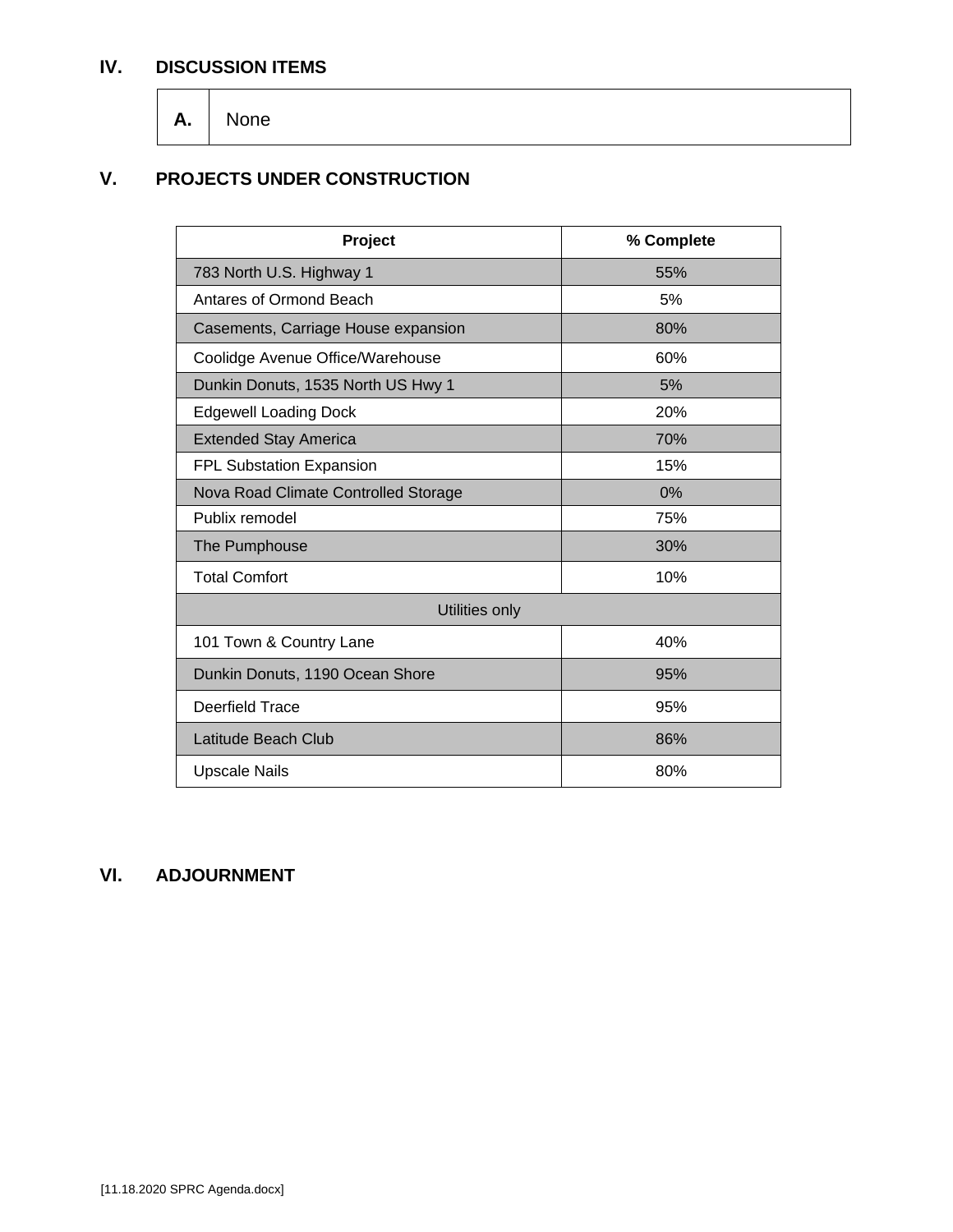## IV. DISCUSSION ITEMS

| | |
|---|---|
| **A.** | None |

## V. PROJECTS UNDER CONSTRUCTION

| Project | % Complete |
|---|---|
| 783 North U.S. Highway 1 | 55% |
| Antares of Ormond Beach | 5% |
| Casements, Carriage House expansion | 80% |
| Coolidge Avenue Office/Warehouse | 60% |
| Dunkin Donuts, 1535 North US Hwy 1 | 5% |
| Edgewell Loading Dock | 20% |
| Extended Stay America | 70% |
| FPL Substation Expansion | 15% |
| Nova Road Climate Controlled Storage | 0% |
| Publix remodel | 75% |
| The Pumphouse | 30% |
| Total Comfort | 10% |
| Utilities only | |
| 101 Town & Country Lane | 40% |
| Dunkin Donuts, 1190 Ocean Shore | 95% |
| Deerfield Trace | 95% |
| Latitude Beach Club | 86% |
| Upscale Nails | 80% |

## VI. ADJOURNMENT

[11.18.2020 SPRC Agenda.docx]